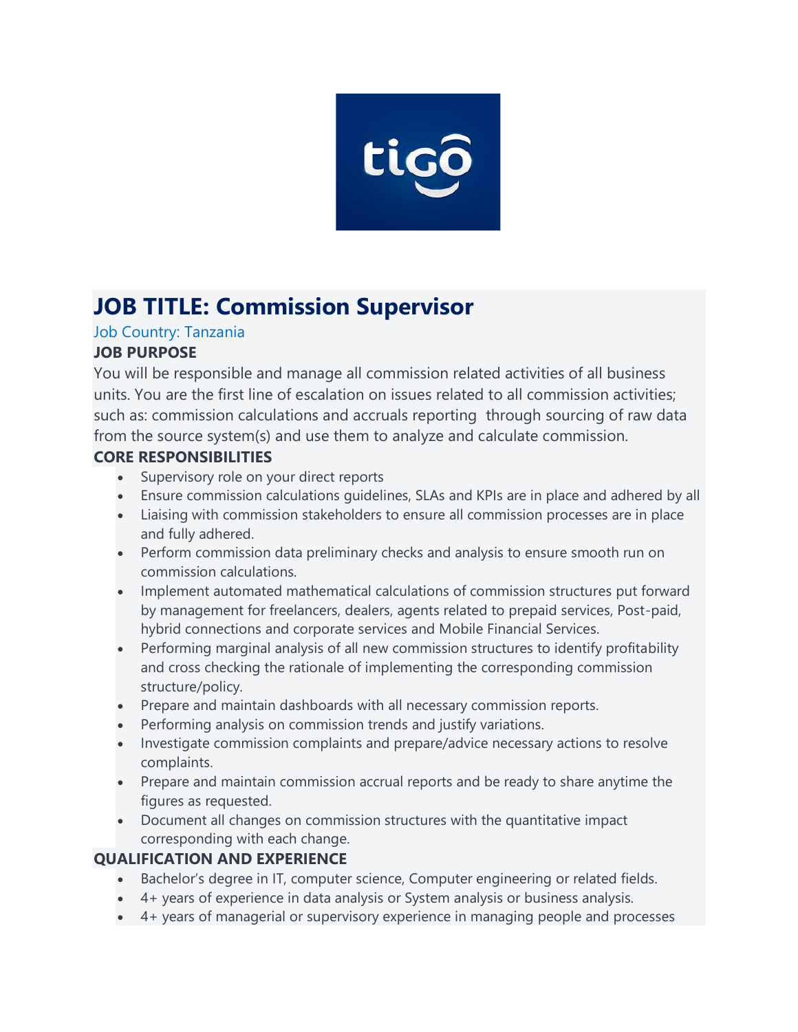# JOB TITLE: Commission Supervisor

Job Country: Tanzania

## JOB PURPOSE

You will be responsible and manage all commission related activities of all business units. You are the first line of escalation on issues related to all commission activities; such as: commission calculations and accruals reporting through sourcing of raw data from the source system(s) and use them to analyze and calculate commission.

## CORE RESPONSIBILITIES

- Supervisory role on your direct reports
- Ensure commission calculations guidelines, SLAs and KPIs are in place and adhered by all
- Liaising with commission stakeholders to ensure all commission processes are in place and fully adhered.
- Perform commission data preliminary checks and analysis to ensure smooth run on commission calculations.
- Implement automated mathematical calculations of commission structures put forward by management for freelancers, dealers, agents related to prepaid services, Post-paid, hybrid connections and corporate services and Mobile Financial Services.
- Performing marginal analysis of all new commission structures to identify profitability and cross checking the rationale of implementing the corresponding commission structure/policy.
- Prepare and maintain dashboards with all necessary commission reports.
- Performing analysis on commission trends and justify variations.
- Investigate commission complaints and prepare/advice necessary actions to resolve complaints.
- Prepare and maintain commission accrual reports and be ready to share anytime the figures as requested.
- Document all changes on commission structures with the quantitative impact corresponding with each change.

## QUALIFICATION AND EXPERIENCE

- Bachelor's degree in IT, computer science, Computer engineering or related fields.
- 4+ years of experience in data analysis or System analysis or business analysis.
- 4+ years of managerial or supervisory experience in managing people and processes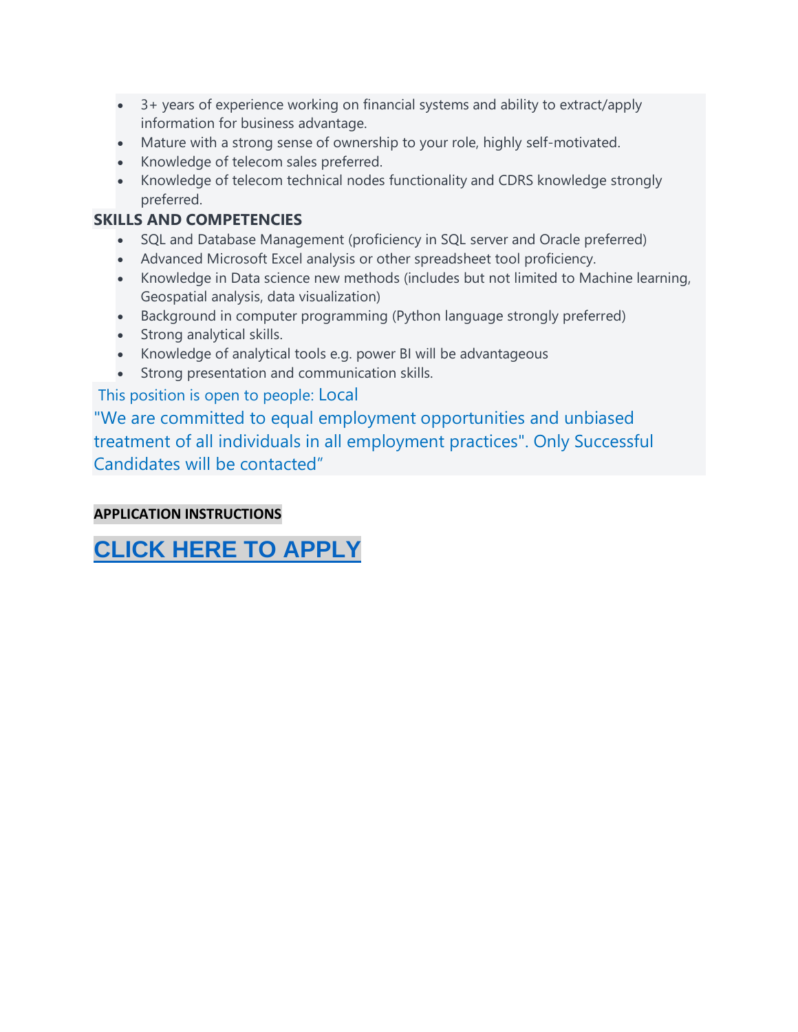- 3+ years of experience working on financial systems and ability to extract/apply information for business advantage.
- Mature with a strong sense of ownership to your role, highly self-motivated.
- Knowledge of telecom sales preferred.
- Knowledge of telecom technical nodes functionality and CDRS knowledge strongly preferred.

**SKILLS AND COMPETENCIES**

- SQL and Database Management (proficiency in SQL server and Oracle preferred)
- Advanced Microsoft Excel analysis or other spreadsheet tool proficiency.
- Knowledge in Data science new methods (includes but not limited to Machine learning, Geospatial analysis, data visualization)
- Background in computer programming (Python language strongly preferred)
- Strong analytical skills.
- Knowledge of analytical tools e.g. power BI will be advantageous
- Strong presentation and communication skills.

This position is open to people: Local

"We are committed to equal employment opportunities and unbiased treatment of all individuals in all employment practices". Only Successful Candidates will be contacted"

**APPLICATION INSTRUCTIONS**

## CLICK HERE TO APPLY